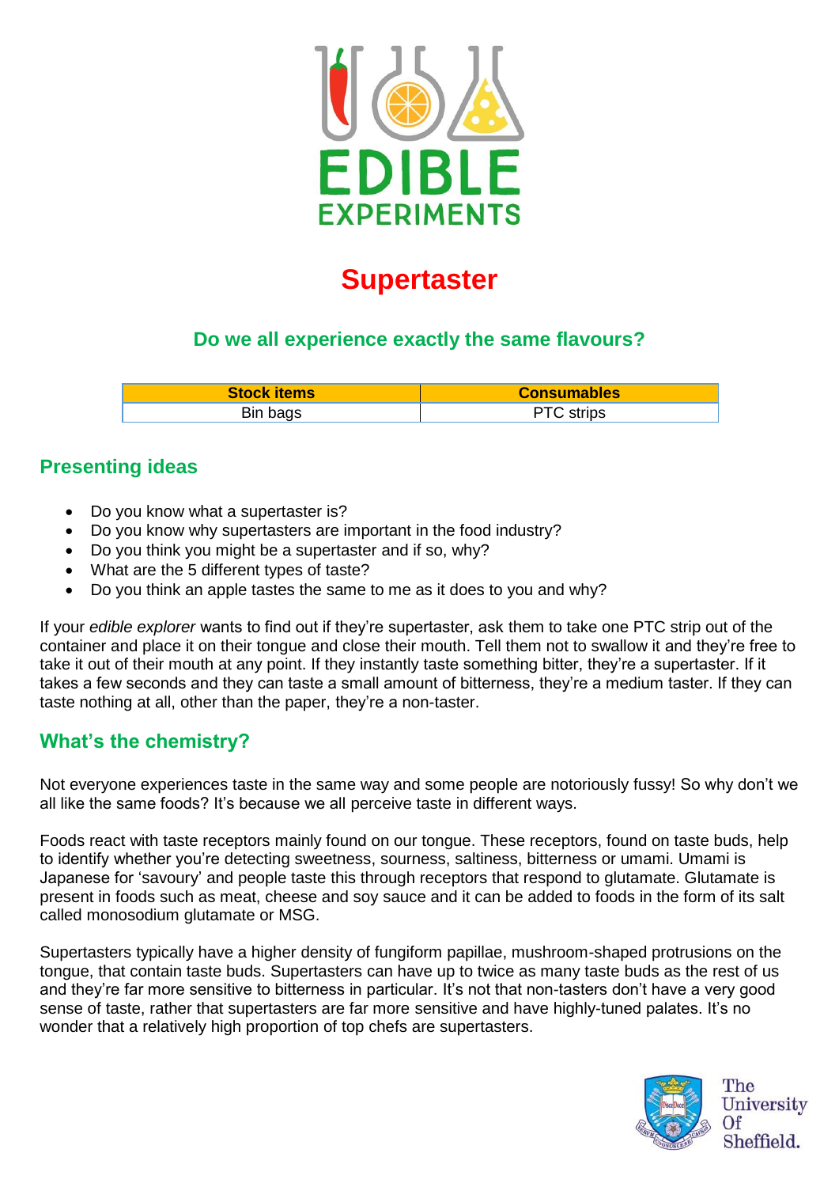# EDIBLE EXPERIMENTS

# Supertaster

### Do we all experience exactly the same flavours?

| Stock items | Consumables |
|---|---|
| Bin bags | PTC strips |

## Presenting ideas

- Do you know what a supertaster is?
- Do you know why supertasters are important in the food industry?
- Do you think you might be a supertaster and if so, why?
- What are the 5 different types of taste?
- Do you think an apple tastes the same to me as it does to you and why?

If your *edible explorer* wants to find out if they're supertaster, ask them to take one PTC strip out of the container and place it on their tongue and close their mouth. Tell them not to swallow it and they're free to take it out of their mouth at any point. If they instantly taste something bitter, they're a supertaster. If it takes a few seconds and they can taste a small amount of bitterness, they're a medium taster. If they can taste nothing at all, other than the paper, they're a non-taster.

## What's the chemistry?

Not everyone experiences taste in the same way and some people are notoriously fussy! So why don't we all like the same foods? It's because we all perceive taste in different ways.

Foods react with taste receptors mainly found on our tongue. These receptors, found on taste buds, help to identify whether you're detecting sweetness, sourness, saltiness, bitterness or umami. Umami is Japanese for 'savoury' and people taste this through receptors that respond to glutamate. Glutamate is present in foods such as meat, cheese and soy sauce and it can be added to foods in the form of its salt called monosodium glutamate or MSG.

Supertasters typically have a higher density of fungiform papillae, mushroom-shaped protrusions on the tongue, that contain taste buds. Supertasters can have up to twice as many taste buds as the rest of us and they're far more sensitive to bitterness in particular. It's not that non-tasters don't have a very good sense of taste, rather that supertasters are far more sensitive and have highly-tuned palates. It's no wonder that a relatively high proportion of top chefs are supertasters.

The University Of Sheffield.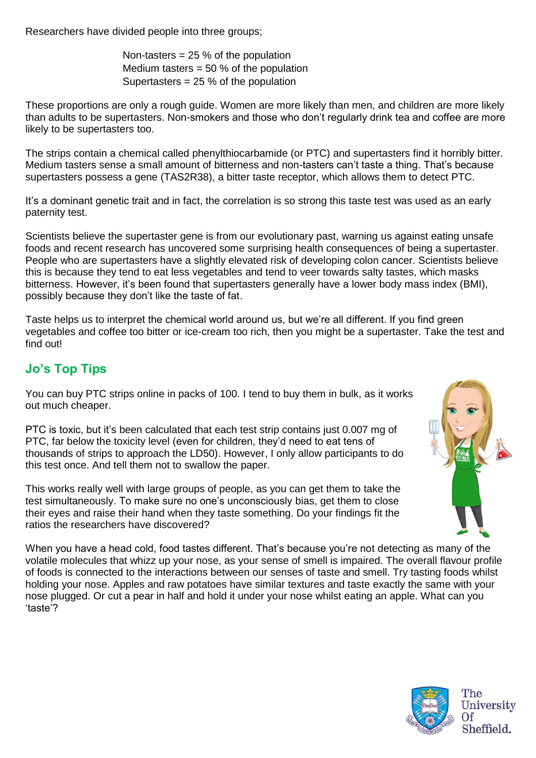Researchers have divided people into three groups;

Non-tasters = 25 % of the population
Medium tasters = 50 % of the population
Supertasters = 25 % of the population

These proportions are only a rough guide. Women are more likely than men, and children are more likely than adults to be supertasters. Non-smokers and those who don't regularly drink tea and coffee are more likely to be supertasters too.

The strips contain a chemical called phenylthiocarbamide (or PTC) and supertasters find it horribly bitter. Medium tasters sense a small amount of bitterness and non-tasters can't taste a thing. That's because supertasters possess a gene (TAS2R38), a bitter taste receptor, which allows them to detect PTC.

It's a dominant genetic trait and in fact, the correlation is so strong this taste test was used as an early paternity test.

Scientists believe the supertaster gene is from our evolutionary past, warning us against eating unsafe foods and recent research has uncovered some surprising health consequences of being a supertaster. People who are supertasters have a slightly elevated risk of developing colon cancer. Scientists believe this is because they tend to eat less vegetables and tend to veer towards salty tastes, which masks bitterness. However, it's been found that supertasters generally have a lower body mass index (BMI), possibly because they don't like the taste of fat.

Taste helps us to interpret the chemical world around us, but we're all different. If you find green vegetables and coffee too bitter or ice-cream too rich, then you might be a supertaster. Take the test and find out!

## Jo's Top Tips

You can buy PTC strips online in packs of 100. I tend to buy them in bulk, as it works out much cheaper.

PTC is toxic, but it's been calculated that each test strip contains just 0.007 mg of PTC, far below the toxicity level (even for children, they'd need to eat tens of thousands of strips to approach the LD50). However, I only allow participants to do this test once. And tell them not to swallow the paper.

This works really well with large groups of people, as you can get them to take the test simultaneously. To make sure no one's unconsciously bias, get them to close their eyes and raise their hand when they taste something. Do your findings fit the ratios the researchers have discovered?

When you have a head cold, food tastes different. That's because you're not detecting as many of the volatile molecules that whizz up your nose, as your sense of smell is impaired. The overall flavour profile of foods is connected to the interactions between our senses of taste and smell. Try tasting foods whilst holding your nose. Apples and raw potatoes have similar textures and taste exactly the same with your nose plugged. Or cut a pear in half and hold it under your nose whilst eating an apple. What can you 'taste'?